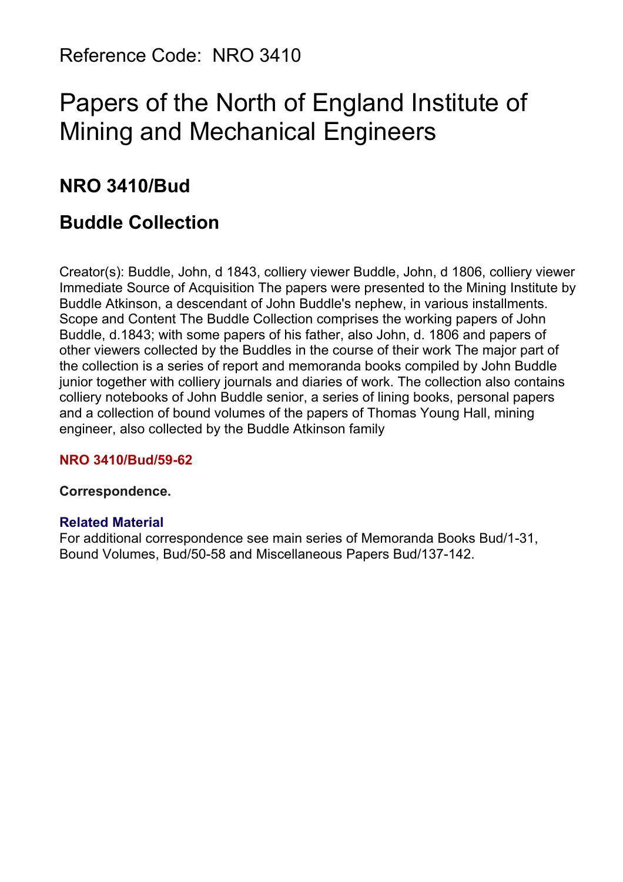Reference Code: NRO 3410

# Papers of the North of England Institute of Mining and Mechanical Engineers

## NRO 3410/Bud

## Buddle Collection

Creator(s): Buddle, John, d 1843, colliery viewer Buddle, John, d 1806, colliery viewer Immediate Source of Acquisition The papers were presented to the Mining Institute by Buddle Atkinson, a descendant of John Buddle's nephew, in various installments. Scope and Content The Buddle Collection comprises the working papers of John Buddle, d.1843; with some papers of his father, also John, d. 1806 and papers of other viewers collected by the Buddles in the course of their work The major part of the collection is a series of report and memoranda books compiled by John Buddle junior together with colliery journals and diaries of work. The collection also contains colliery notebooks of John Buddle senior, a series of lining books, personal papers and a collection of bound volumes of the papers of Thomas Young Hall, mining engineer, also collected by the Buddle Atkinson family

#### NRO 3410/Bud/59-62

**Correspondence.**

#### Related Material

For additional correspondence see main series of Memoranda Books Bud/1-31, Bound Volumes, Bud/50-58 and Miscellaneous Papers Bud/137-142.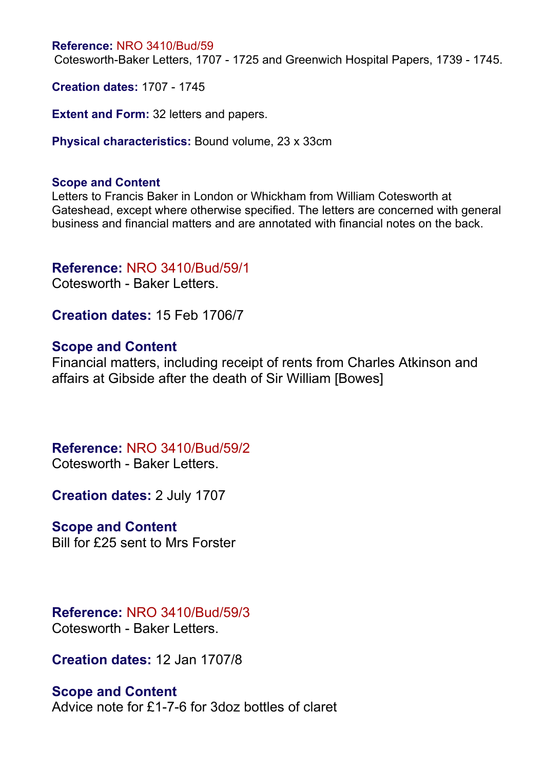**Reference:** NRO 3410/Bud/59
Cotesworth-Baker Letters, 1707 - 1725 and Greenwich Hospital Papers, 1739 - 1745.

**Creation dates:** 1707 - 1745

**Extent and Form:** 32 letters and papers.

**Physical characteristics:** Bound volume, 23 x 33cm

**Scope and Content**
Letters to Francis Baker in London or Whickham from William Cotesworth at Gateshead, except where otherwise specified. The letters are concerned with general business and financial matters and are annotated with financial notes on the back.

**Reference:** NRO 3410/Bud/59/1
Cotesworth - Baker Letters.

**Creation dates:** 15 Feb 1706/7

**Scope and Content**
Financial matters, including receipt of rents from Charles Atkinson and affairs at Gibside after the death of Sir William [Bowes]

**Reference:** NRO 3410/Bud/59/2
Cotesworth - Baker Letters.

**Creation dates:** 2 July 1707

**Scope and Content**
Bill for £25 sent to Mrs Forster

**Reference:** NRO 3410/Bud/59/3
Cotesworth - Baker Letters.

**Creation dates:** 12 Jan 1707/8

**Scope and Content**
Advice note for £1-7-6 for 3doz bottles of claret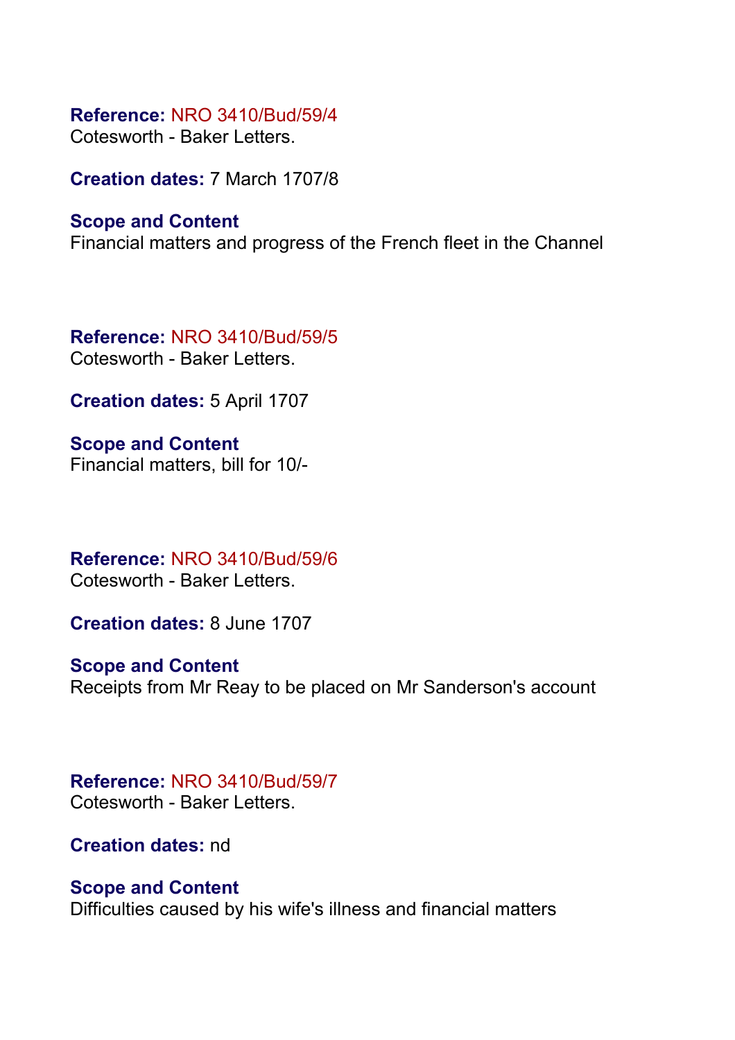**Reference:** NRO 3410/Bud/59/4
Cotesworth - Baker Letters.

**Creation dates:** 7 March 1707/8

**Scope and Content**
Financial matters and progress of the French fleet in the Channel

**Reference:** NRO 3410/Bud/59/5
Cotesworth - Baker Letters.

**Creation dates:** 5 April 1707

**Scope and Content**
Financial matters, bill for 10/-

**Reference:** NRO 3410/Bud/59/6
Cotesworth - Baker Letters.

**Creation dates:** 8 June 1707

**Scope and Content**
Receipts from Mr Reay to be placed on Mr Sanderson's account

**Reference:** NRO 3410/Bud/59/7
Cotesworth - Baker Letters.

**Creation dates:** nd

**Scope and Content**
Difficulties caused by his wife's illness and financial matters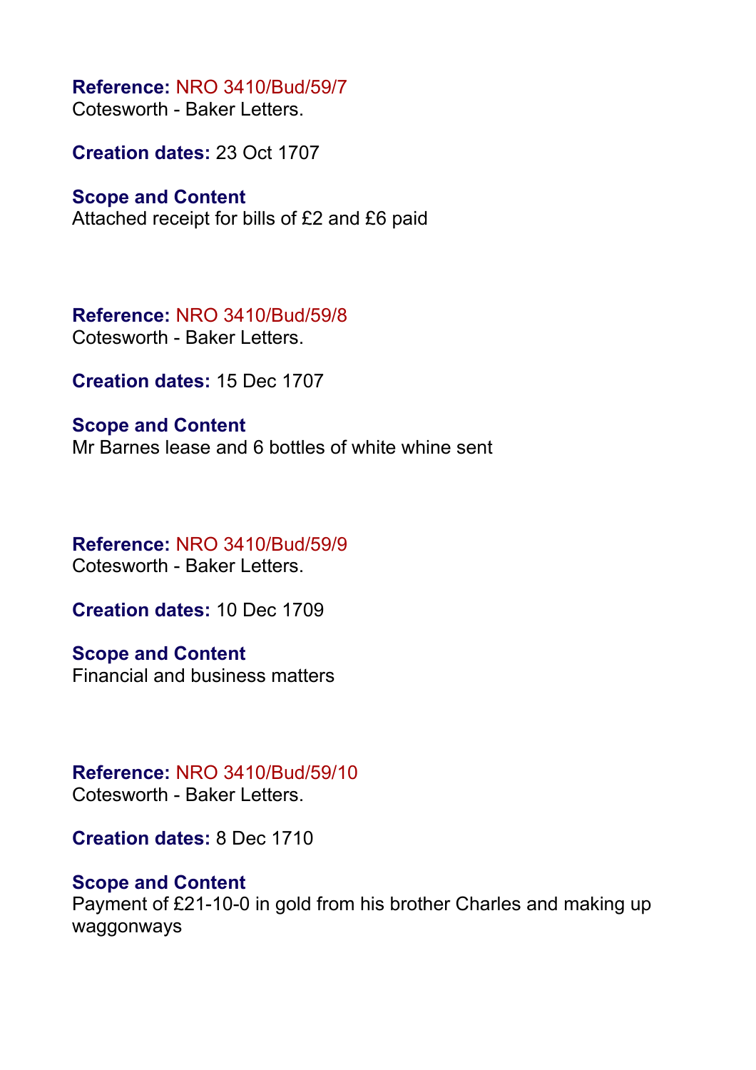**Reference:** NRO 3410/Bud/59/7
Cotesworth - Baker Letters.

**Creation dates:** 23 Oct 1707

**Scope and Content**
Attached receipt for bills of £2 and £6 paid

**Reference:** NRO 3410/Bud/59/8
Cotesworth - Baker Letters.

**Creation dates:** 15 Dec 1707

**Scope and Content**
Mr Barnes lease and 6 bottles of white whine sent

**Reference:** NRO 3410/Bud/59/9
Cotesworth - Baker Letters.

**Creation dates:** 10 Dec 1709

**Scope and Content**
Financial and business matters

**Reference:** NRO 3410/Bud/59/10
Cotesworth - Baker Letters.

**Creation dates:** 8 Dec 1710

**Scope and Content**
Payment of £21-10-0 in gold from his brother Charles and making up waggonways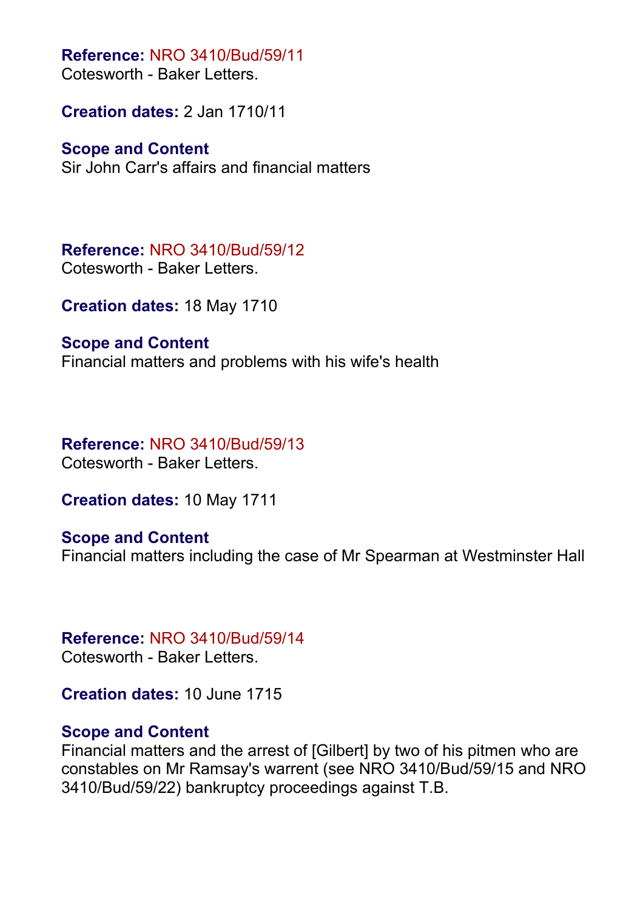**Reference:** NRO 3410/Bud/59/11
Cotesworth - Baker Letters.

**Creation dates:** 2 Jan 1710/11

**Scope and Content**
Sir John Carr's affairs and financial matters

**Reference:** NRO 3410/Bud/59/12
Cotesworth - Baker Letters.

**Creation dates:** 18 May 1710

**Scope and Content**
Financial matters and problems with his wife's health

**Reference:** NRO 3410/Bud/59/13
Cotesworth - Baker Letters.

**Creation dates:** 10 May 1711

**Scope and Content**
Financial matters including the case of Mr Spearman at Westminster Hall

**Reference:** NRO 3410/Bud/59/14
Cotesworth - Baker Letters.

**Creation dates:** 10 June 1715

**Scope and Content**
Financial matters and the arrest of [Gilbert] by two of his pitmen who are constables on Mr Ramsay's warrent (see NRO 3410/Bud/59/15 and NRO 3410/Bud/59/22) bankruptcy proceedings against T.B.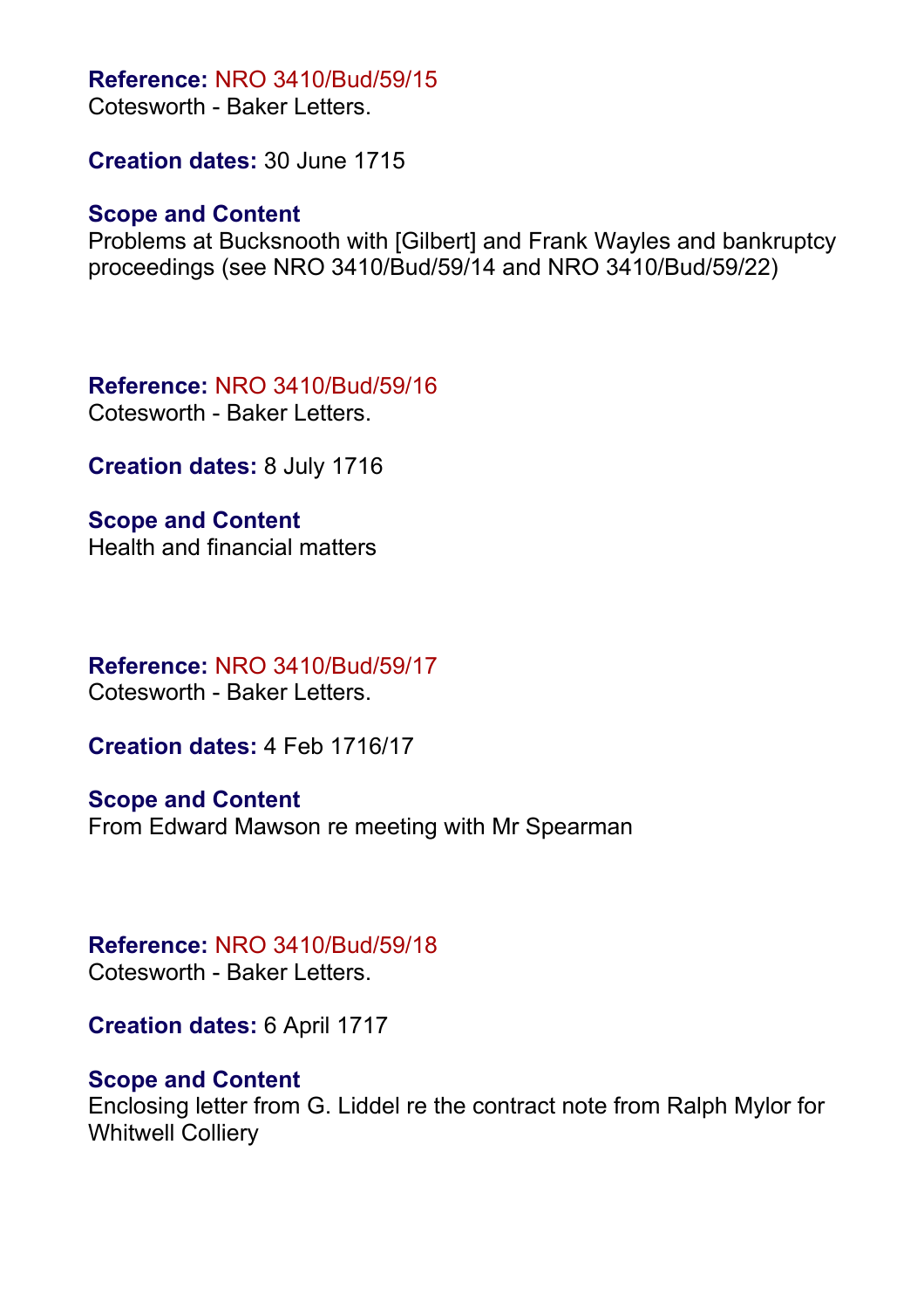**Reference:** NRO 3410/Bud/59/15
Cotesworth - Baker Letters.

**Creation dates:** 30 June 1715

**Scope and Content**
Problems at Bucksnooth with [Gilbert] and Frank Wayles and bankruptcy proceedings (see NRO 3410/Bud/59/14 and NRO 3410/Bud/59/22)

**Reference:** NRO 3410/Bud/59/16
Cotesworth - Baker Letters.

**Creation dates:** 8 July 1716

**Scope and Content**
Health and financial matters

**Reference:** NRO 3410/Bud/59/17
Cotesworth - Baker Letters.

**Creation dates:** 4 Feb 1716/17

**Scope and Content**
From Edward Mawson re meeting with Mr Spearman

**Reference:** NRO 3410/Bud/59/18
Cotesworth - Baker Letters.

**Creation dates:** 6 April 1717

**Scope and Content**
Enclosing letter from G. Liddel re the contract note from Ralph Mylor for Whitwell Colliery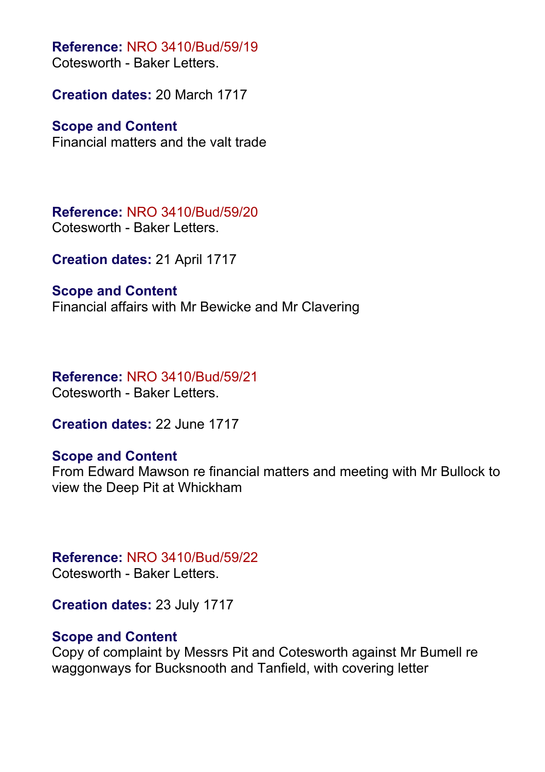**Reference:** NRO 3410/Bud/59/19
Cotesworth - Baker Letters.

**Creation dates:** 20 March 1717

**Scope and Content**
Financial matters and the valt trade

**Reference:** NRO 3410/Bud/59/20
Cotesworth - Baker Letters.

**Creation dates:** 21 April 1717

**Scope and Content**
Financial affairs with Mr Bewicke and Mr Clavering

**Reference:** NRO 3410/Bud/59/21
Cotesworth - Baker Letters.

**Creation dates:** 22 June 1717

**Scope and Content**
From Edward Mawson re financial matters and meeting with Mr Bullock to view the Deep Pit at Whickham

**Reference:** NRO 3410/Bud/59/22
Cotesworth - Baker Letters.

**Creation dates:** 23 July 1717

**Scope and Content**
Copy of complaint by Messrs Pit and Cotesworth against Mr Bumell re waggonways for Bucksnooth and Tanfield, with covering letter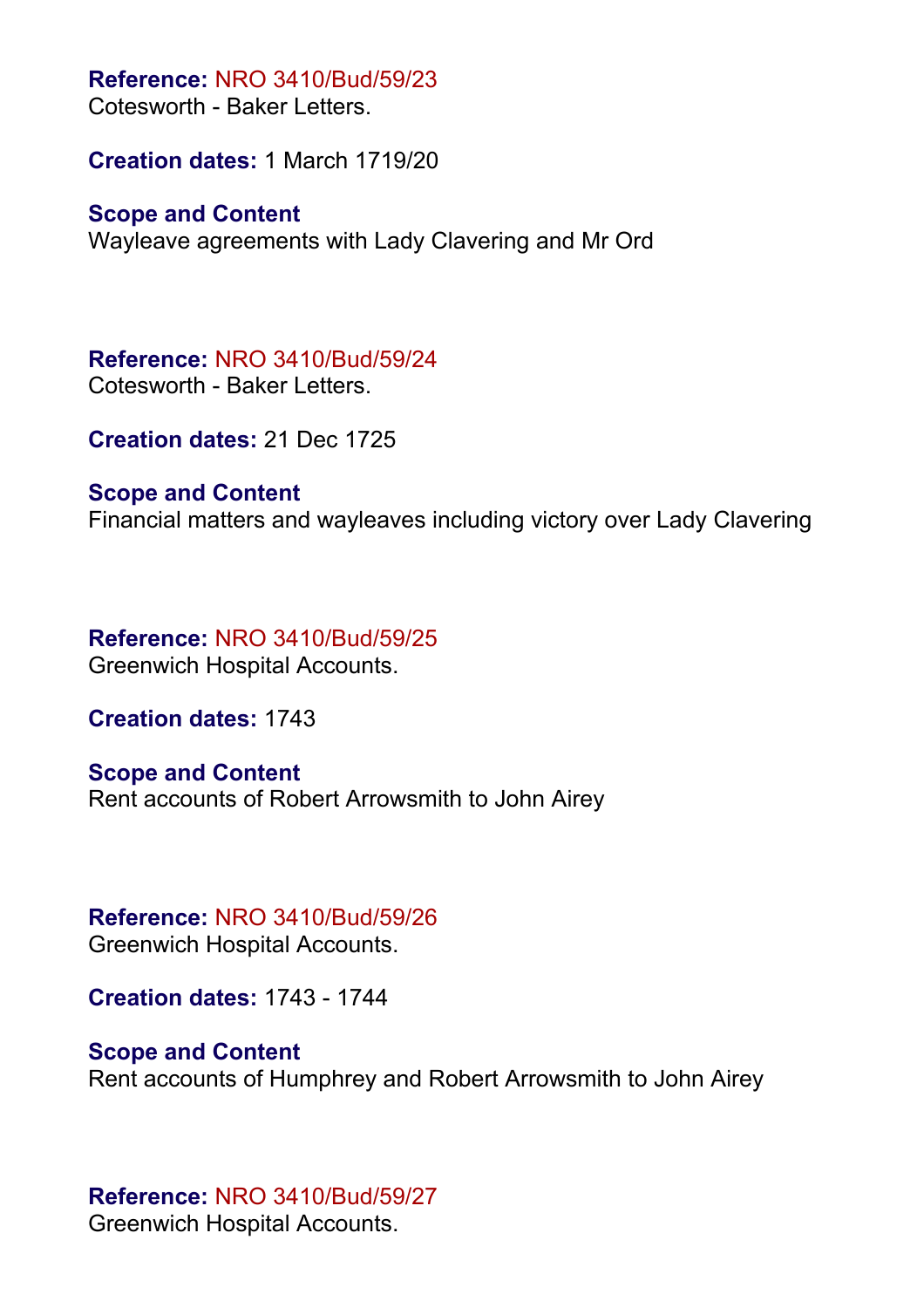**Reference:** NRO 3410/Bud/59/23
Cotesworth - Baker Letters.

**Creation dates:** 1 March 1719/20

**Scope and Content**
Wayleave agreements with Lady Clavering and Mr Ord

**Reference:** NRO 3410/Bud/59/24
Cotesworth - Baker Letters.

**Creation dates:** 21 Dec 1725

**Scope and Content**
Financial matters and wayleaves including victory over Lady Clavering

**Reference:** NRO 3410/Bud/59/25
Greenwich Hospital Accounts.

**Creation dates:** 1743

**Scope and Content**
Rent accounts of Robert Arrowsmith to John Airey

**Reference:** NRO 3410/Bud/59/26
Greenwich Hospital Accounts.

**Creation dates:** 1743 - 1744

**Scope and Content**
Rent accounts of Humphrey and Robert Arrowsmith to John Airey

**Reference:** NRO 3410/Bud/59/27
Greenwich Hospital Accounts.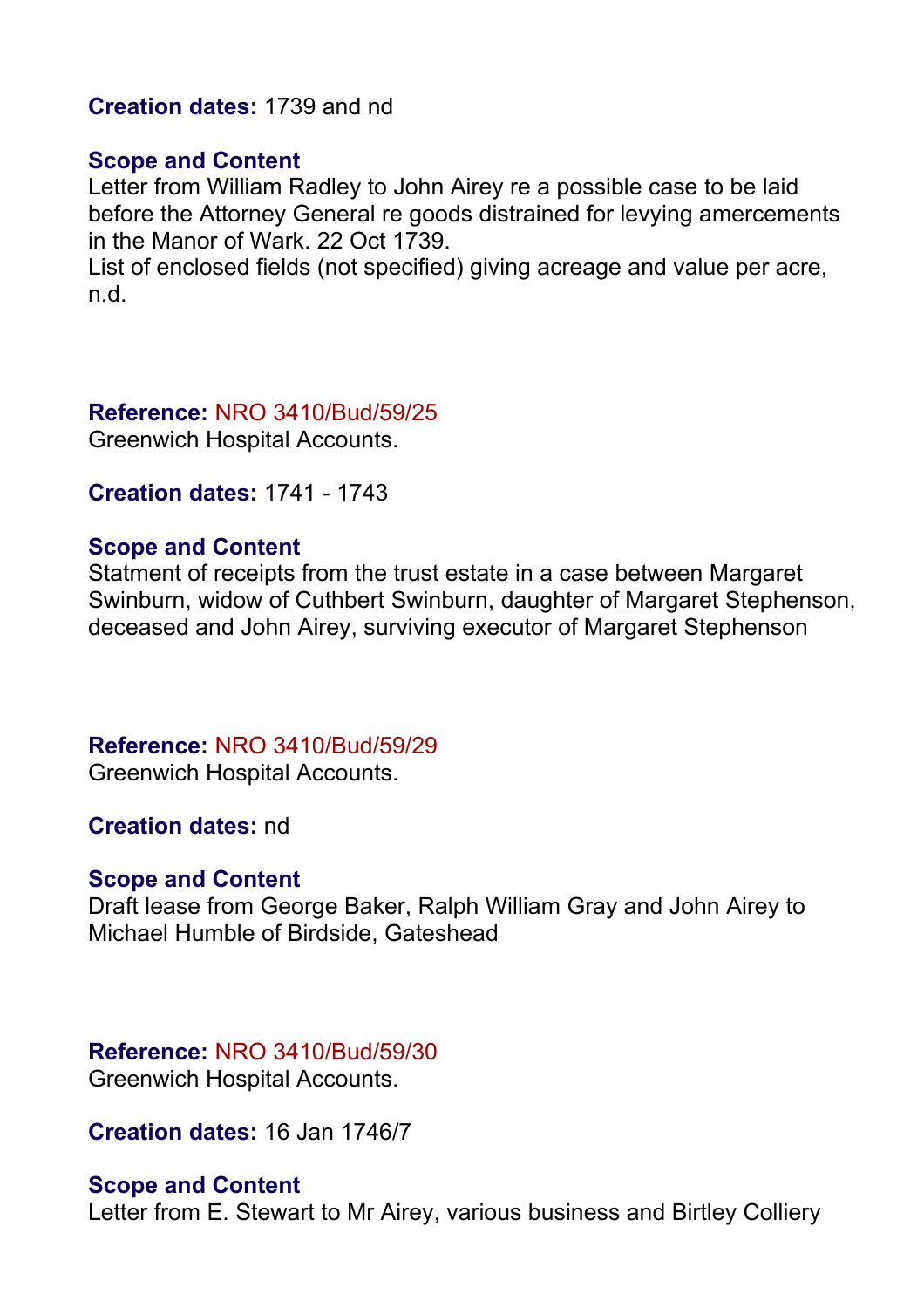**Creation dates:** 1739 and nd

**Scope and Content**
Letter from William Radley to John Airey re a possible case to be laid before the Attorney General re goods distrained for levying amercements in the Manor of Wark. 22 Oct 1739.
List of enclosed fields (not specified) giving acreage and value per acre, n.d.

**Reference:** NRO 3410/Bud/59/25
Greenwich Hospital Accounts.

**Creation dates:** 1741 - 1743

**Scope and Content**
Statment of receipts from the trust estate in a case between Margaret Swinburn, widow of Cuthbert Swinburn, daughter of Margaret Stephenson, deceased and John Airey, surviving executor of Margaret Stephenson

**Reference:** NRO 3410/Bud/59/29
Greenwich Hospital Accounts.

**Creation dates:** nd

**Scope and Content**
Draft lease from George Baker, Ralph William Gray and John Airey to Michael Humble of Birdside, Gateshead

**Reference:** NRO 3410/Bud/59/30
Greenwich Hospital Accounts.

**Creation dates:** 16 Jan 1746/7

**Scope and Content**
Letter from E. Stewart to Mr Airey, various business and Birtley Colliery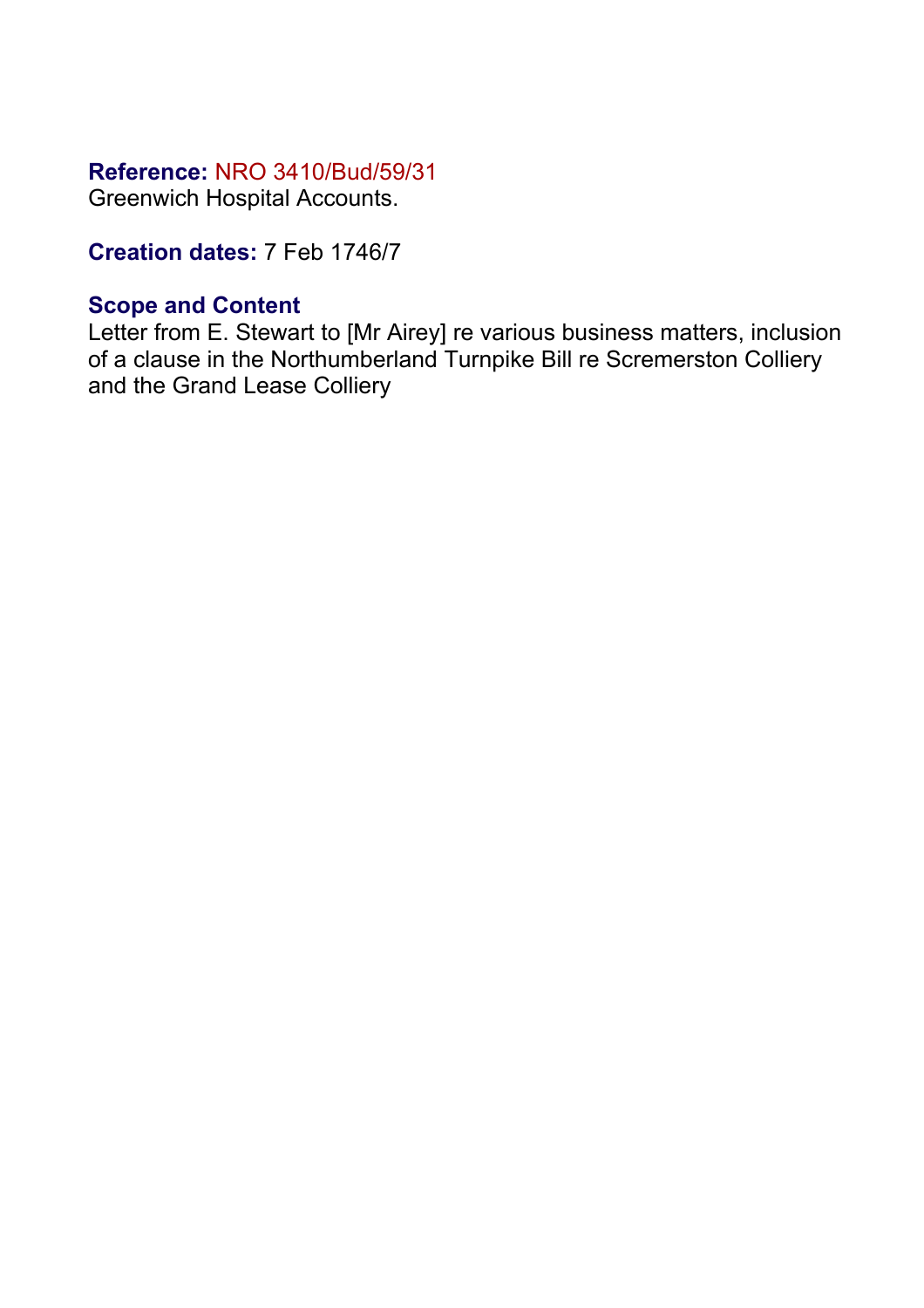**Reference:** NRO 3410/Bud/59/31
Greenwich Hospital Accounts.

**Creation dates:** 7 Feb 1746/7

**Scope and Content**
Letter from E. Stewart to [Mr Airey] re various business matters, inclusion of a clause in the Northumberland Turnpike Bill re Scremerston Colliery and the Grand Lease Colliery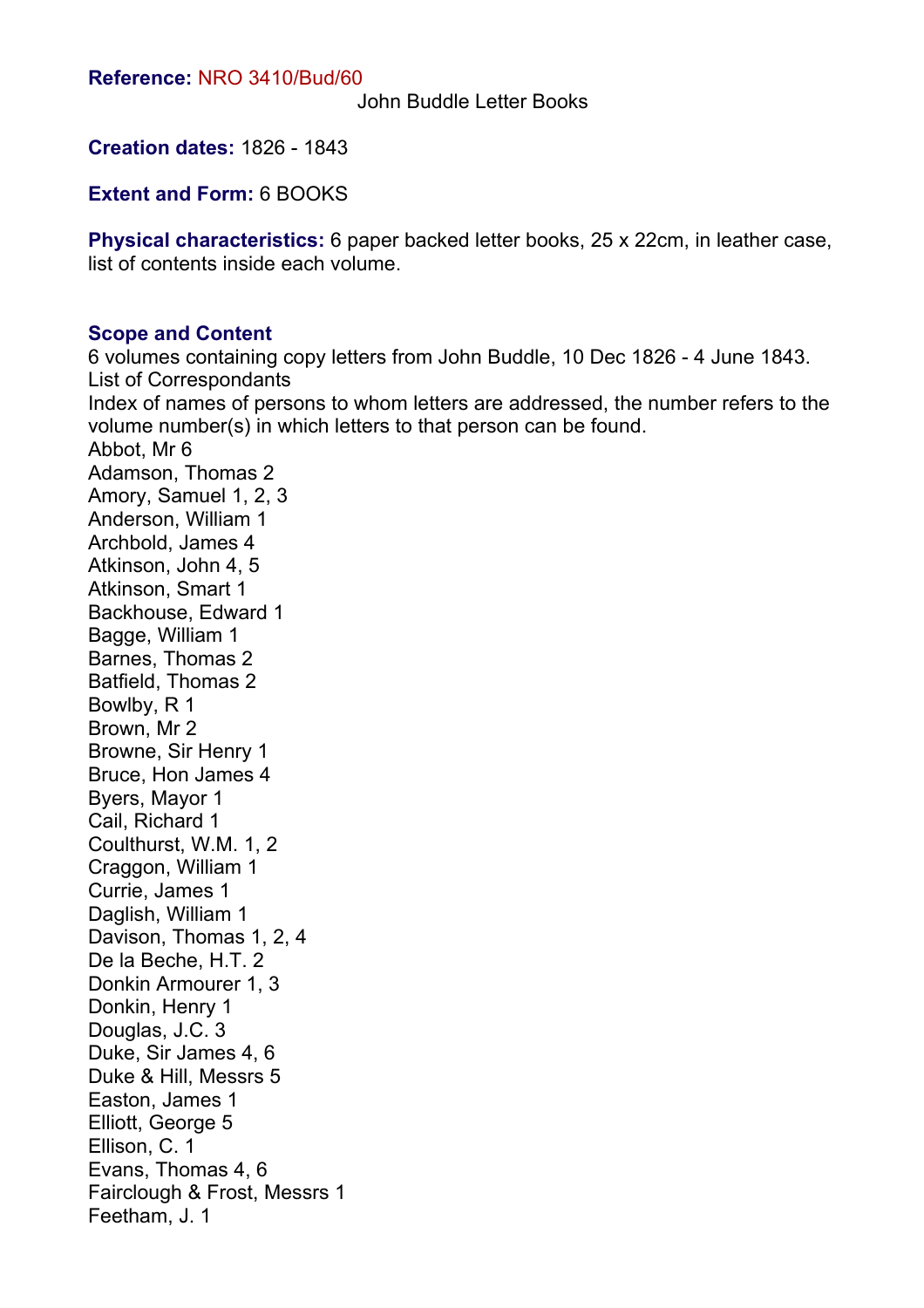**Reference:** NRO 3410/Bud/60

John Buddle Letter Books

**Creation dates:** 1826 - 1843

**Extent and Form:** 6 BOOKS

**Physical characteristics:** 6 paper backed letter books, 25 x 22cm, in leather case, list of contents inside each volume.

**Scope and Content**

6 volumes containing copy letters from John Buddle, 10 Dec 1826 - 4 June 1843.
List of Correspondants
Index of names of persons to whom letters are addressed, the number refers to the volume number(s) in which letters to that person can be found.
Abbot, Mr 6
Adamson, Thomas 2
Amory, Samuel 1, 2, 3
Anderson, William 1
Archbold, James 4
Atkinson, John 4, 5
Atkinson, Smart 1
Backhouse, Edward 1
Bagge, William 1
Barnes, Thomas 2
Batfield, Thomas 2
Bowlby, R 1
Brown, Mr 2
Browne, Sir Henry 1
Bruce, Hon James 4
Byers, Mayor 1
Cail, Richard 1
Coulthurst, W.M. 1, 2
Craggon, William 1
Currie, James 1
Daglish, William 1
Davison, Thomas 1, 2, 4
De la Beche, H.T. 2
Donkin Armourer 1, 3
Donkin, Henry 1
Douglas, J.C. 3
Duke, Sir James 4, 6
Duke & Hill, Messrs 5
Easton, James 1
Elliott, George 5
Ellison, C. 1
Evans, Thomas 4, 6
Fairclough & Frost, Messrs 1
Feetham, J. 1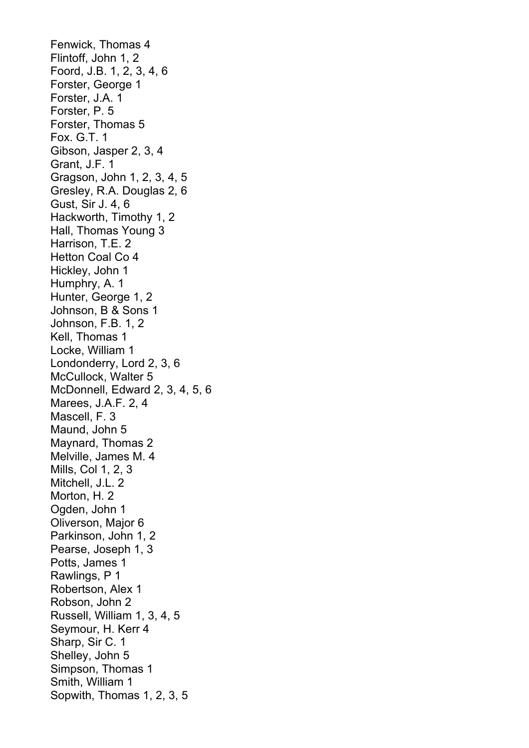Fenwick, Thomas 4
Flintoff, John 1, 2
Foord, J.B. 1, 2, 3, 4, 6
Forster, George 1
Forster, J.A. 1
Forster, P. 5
Forster, Thomas 5
Fox. G.T. 1
Gibson, Jasper 2, 3, 4
Grant, J.F. 1
Gragson, John 1, 2, 3, 4, 5
Gresley, R.A. Douglas 2, 6
Gust, Sir J. 4, 6
Hackworth, Timothy 1, 2
Hall, Thomas Young 3
Harrison, T.E. 2
Hetton Coal Co 4
Hickley, John 1
Humphry, A. 1
Hunter, George 1, 2
Johnson, B & Sons 1
Johnson, F.B. 1, 2
Kell, Thomas 1
Locke, William 1
Londonderry, Lord 2, 3, 6
McCullock, Walter 5
McDonnell, Edward 2, 3, 4, 5, 6
Marees, J.A.F. 2, 4
Mascell, F. 3
Maund, John 5
Maynard, Thomas 2
Melville, James M. 4
Mills, Col 1, 2, 3
Mitchell, J.L. 2
Morton, H. 2
Ogden, John 1
Oliverson, Major 6
Parkinson, John 1, 2
Pearse, Joseph 1, 3
Potts, James 1
Rawlings, P 1
Robertson, Alex 1
Robson, John 2
Russell, William 1, 3, 4, 5
Seymour, H. Kerr 4
Sharp, Sir C. 1
Shelley, John 5
Simpson, Thomas 1
Smith, William 1
Sopwith, Thomas 1, 2, 3, 5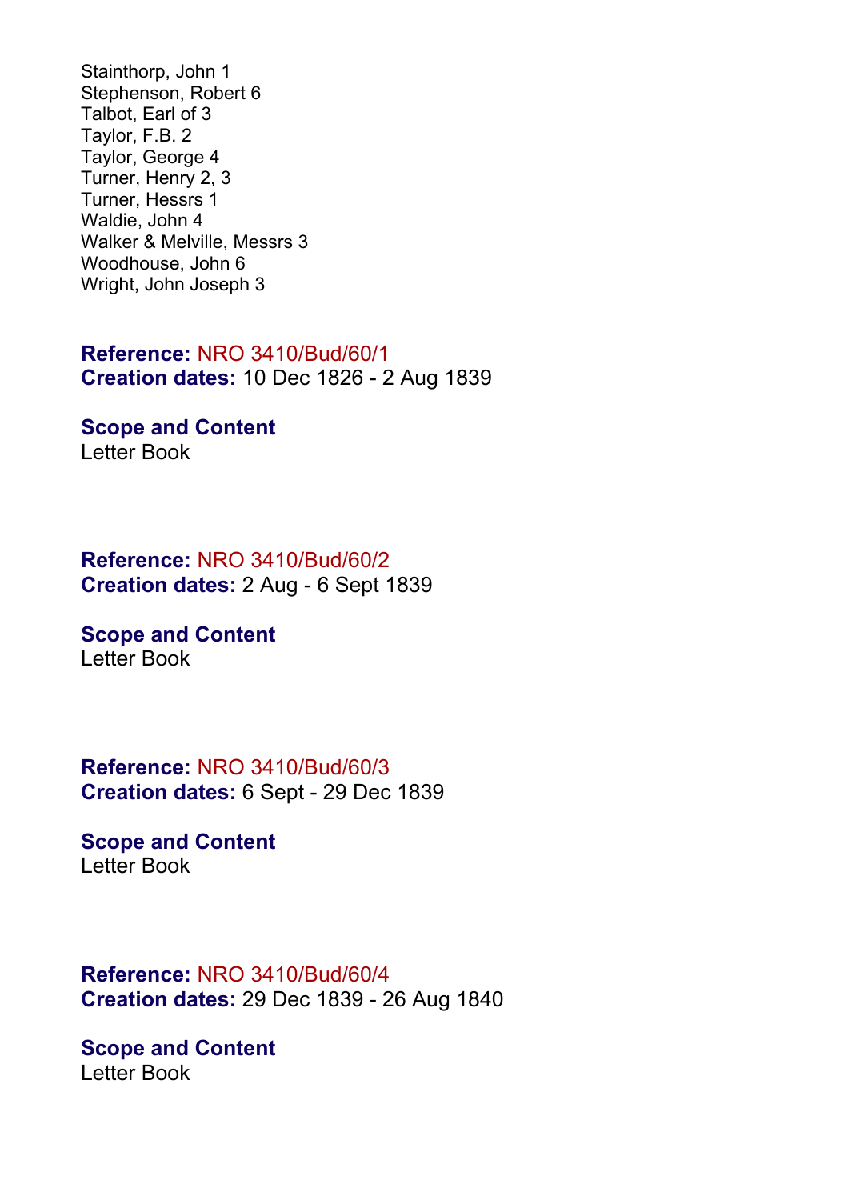Stainthorp, John 1
Stephenson, Robert 6
Talbot, Earl of 3
Taylor, F.B. 2
Taylor, George 4
Turner, Henry 2, 3
Turner, Hessrs 1
Waldie, John 4
Walker & Melville, Messrs 3
Woodhouse, John 6
Wright, John Joseph 3

**Reference:** NRO 3410/Bud/60/1
**Creation dates:** 10 Dec 1826 - 2 Aug 1839

**Scope and Content**
Letter Book

**Reference:** NRO 3410/Bud/60/2
**Creation dates:** 2 Aug - 6 Sept 1839

**Scope and Content**
Letter Book

**Reference:** NRO 3410/Bud/60/3
**Creation dates:** 6 Sept - 29 Dec 1839

**Scope and Content**
Letter Book

**Reference:** NRO 3410/Bud/60/4
**Creation dates:** 29 Dec 1839 - 26 Aug 1840

**Scope and Content**
Letter Book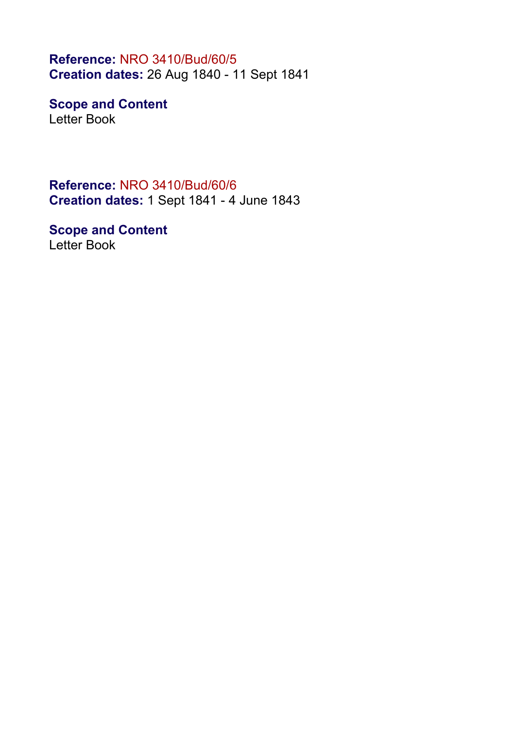**Reference:** NRO 3410/Bud/60/5
**Creation dates:** 26 Aug 1840 - 11 Sept 1841

**Scope and Content**
Letter Book

**Reference:** NRO 3410/Bud/60/6
**Creation dates:** 1 Sept 1841 - 4 June 1843

**Scope and Content**
Letter Book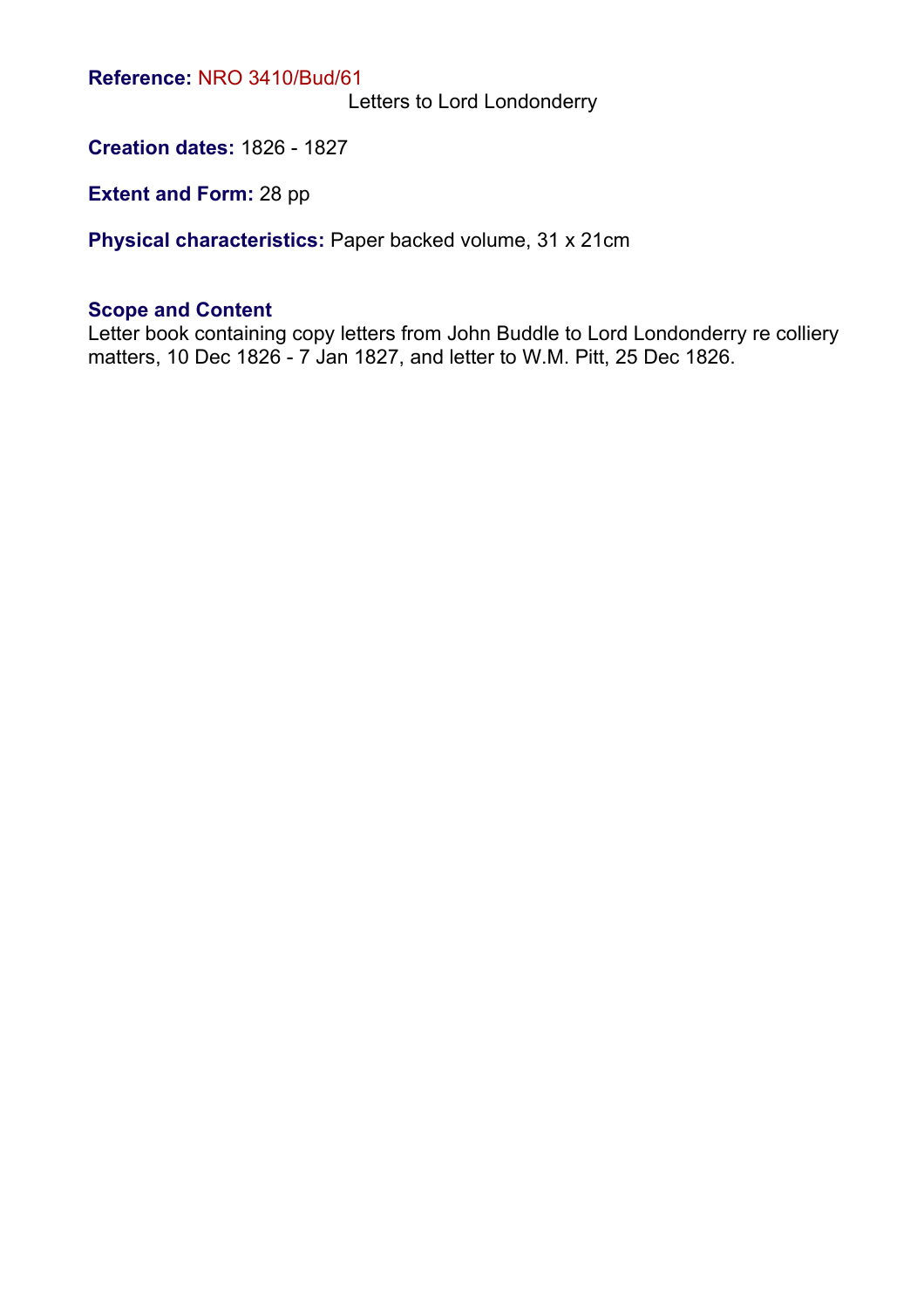**Reference:** NRO 3410/Bud/61

Letters to Lord Londonderry

**Creation dates:** 1826 - 1827

**Extent and Form:** 28 pp

**Physical characteristics:** Paper backed volume, 31 x 21cm

**Scope and Content**

Letter book containing copy letters from John Buddle to Lord Londonderry re colliery matters, 10 Dec 1826 - 7 Jan 1827, and letter to W.M. Pitt, 25 Dec 1826.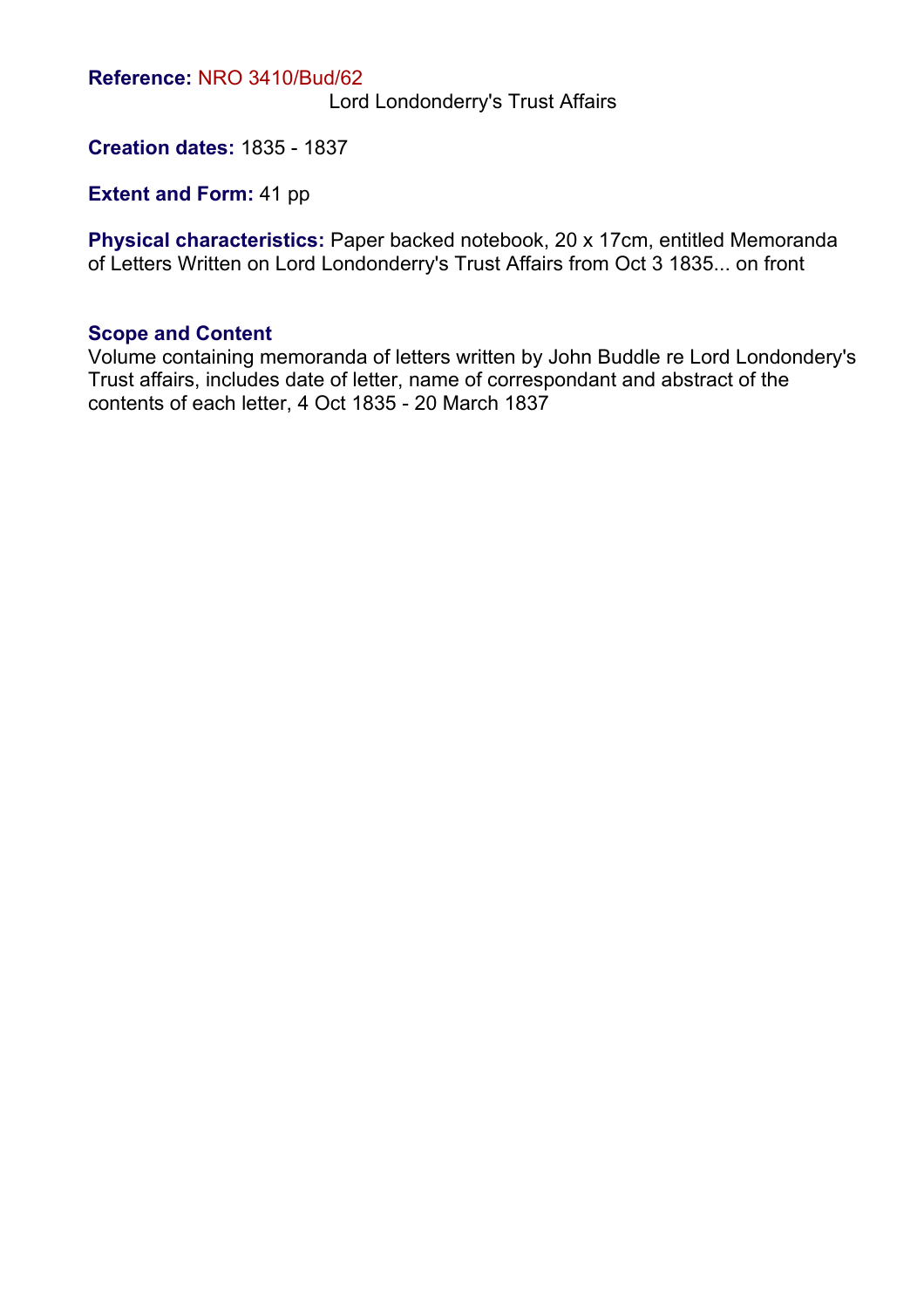**Reference:** NRO 3410/Bud/62

Lord Londonderry's Trust Affairs

**Creation dates:** 1835 - 1837

**Extent and Form:** 41 pp

**Physical characteristics:** Paper backed notebook, 20 x 17cm, entitled Memoranda of Letters Written on Lord Londonderry's Trust Affairs from Oct 3 1835... on front

**Scope and Content**

Volume containing memoranda of letters written by John Buddle re Lord Londondery's Trust affairs, includes date of letter, name of correspondant and abstract of the contents of each letter, 4 Oct 1835 - 20 March 1837